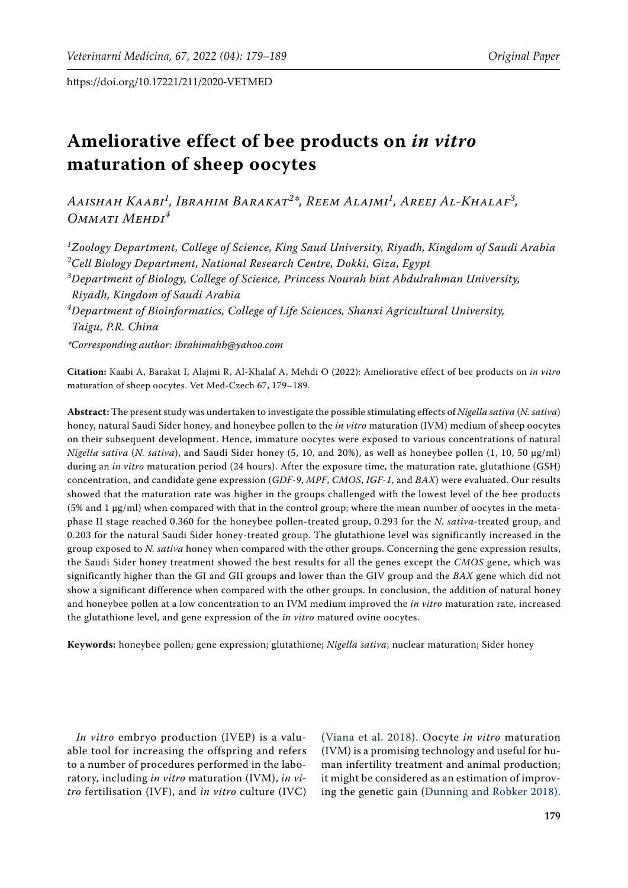https://doi.org/10.17221/211/2020-VETMED

# Ameliorative effect of bee products on *in vitro* maturation of sheep oocytes

*Aaishah Kaabi[1], Ibrahim Barakat[2]\*, Reem Alajmi[1], Areej Al-Khalaf[3], Ommati Mehdi[4]*

[1]Zoology Department, College of Science, King Saud University, Riyadh, Kingdom of Saudi Arabia
[2]Cell Biology Department, National Research Centre, Dokki, Giza, Egypt
[3]Department of Biology, College of Science, Princess Nourah bint Abdulrahman University, Riyadh, Kingdom of Saudi Arabia
[4]Department of Bioinformatics, College of Life Sciences, Shanxi Agricultural University, Taigu, P.R. China

*\*Corresponding author: ibrahimahb@yahoo.com*

**Citation:** Kaabi A, Barakat I, Alajmi R, Al-Khalaf A, Mehdi O (2022): Ameliorative effect of bee products on *in vitro* maturation of sheep oocytes. Vet Med-Czech 67, 179–189.

**Abstract:** The present study was undertaken to investigate the possible stimulating effects of *Nigella sativa* (*N. sativa*) honey, natural Saudi Sider honey, and honeybee pollen to the *in vitro* maturation (IVM) medium of sheep oocytes on their subsequent development. Hence, immature oocytes were exposed to various concentrations of natural *Nigella sativa* (*N. sativa*), and Saudi Sider honey (5, 10, and 20%), as well as honeybee pollen (1, 10, 50 μg/ml) during an *in vitro* maturation period (24 hours). After the exposure time, the maturation rate, glutathione (GSH) concentration, and candidate gene expression (*GDF-9*, *MPF*, *CMOS*, *IGF-1*, and *BAX*) were evaluated. Our results showed that the maturation rate was higher in the groups challenged with the lowest level of the bee products (5% and 1 μg/ml) when compared with that in the control group; where the mean number of oocytes in the metaphase II stage reached 0.360 for the honeybee pollen-treated group, 0.293 for the *N. sativa*-treated group, and 0.203 for the natural Saudi Sider honey-treated group. The glutathione level was significantly increased in the group exposed to *N. sativa* honey when compared with the other groups. Concerning the gene expression results, the Saudi Sider honey treatment showed the best results for all the genes except the *CMOS* gene, which was significantly higher than the GI and GII groups and lower than the GIV group and the *BAX* gene which did not show a significant difference when compared with the other groups. In conclusion, the addition of natural honey and honeybee pollen at a low concentration to an IVM medium improved the *in vitro* maturation rate, increased the glutathione level, and gene expression of the *in vitro* matured ovine oocytes.

**Keywords:** honeybee pollen; gene expression; glutathione; *Nigella sativa*; nuclear maturation; Sider honey

*In vitro* embryo production (IVEP) is a valuable tool for increasing the offspring and refers to a number of procedures performed in the laboratory, including *in vitro* maturation (IVM), *in vitro* fertilisation (IVF), and *in vitro* culture (IVC) (Viana et al. 2018). Oocyte *in vitro* maturation (IVM) is a promising technology and useful for human infertility treatment and animal production; it might be considered as an estimation of improving the genetic gain (Dunning and Robker 2018).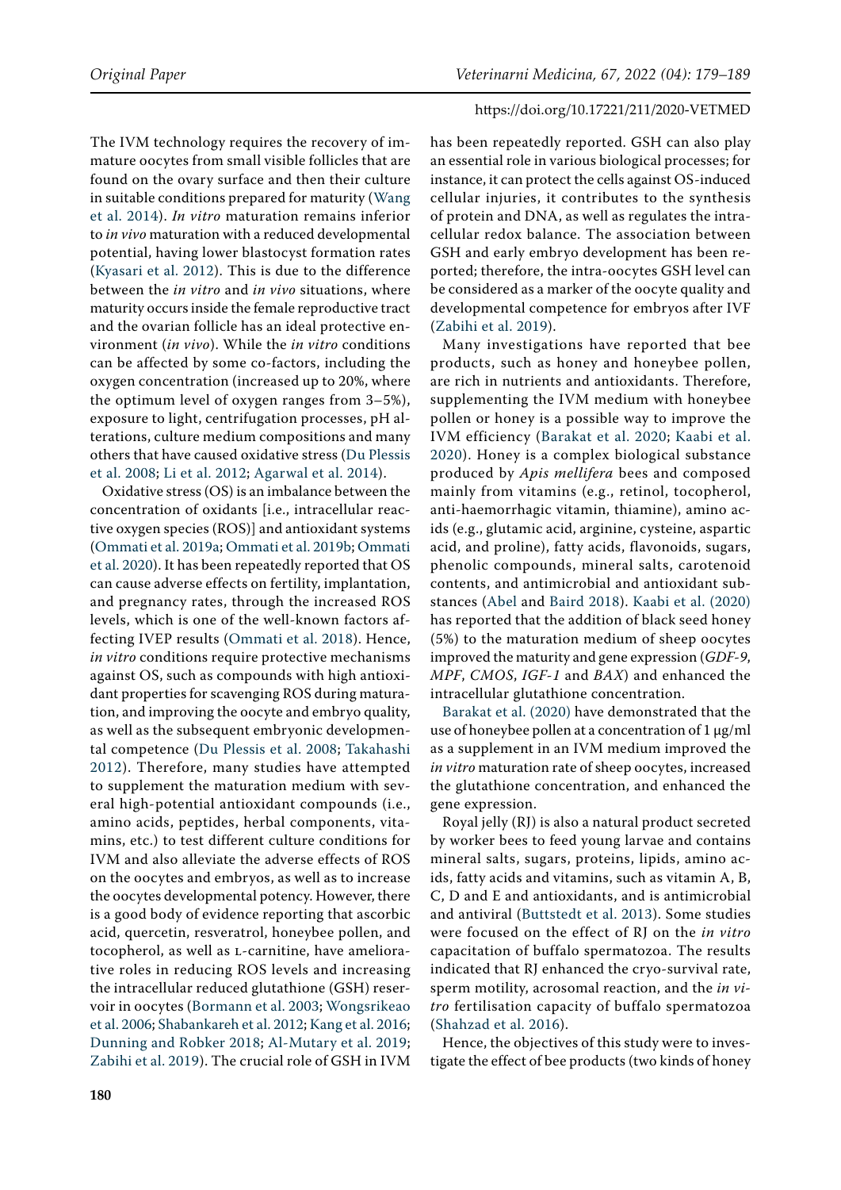The IVM technology requires the recovery of immature oocytes from small visible follicles that are found on the ovary surface and then their culture in suitable conditions prepared for maturity (Wang et al. 2014). *In vitro* maturation remains inferior to *in vivo* maturation with a reduced developmental potential, having lower blastocyst formation rates (Kyasari et al. 2012). This is due to the difference between the *in vitro* and *in vivo* situations, where maturity occurs inside the female reproductive tract and the ovarian follicle has an ideal protective environment (*in vivo*). While the *in vitro* conditions can be affected by some co-factors, including the oxygen concentration (increased up to 20%, where the optimum level of oxygen ranges from 3–5%), exposure to light, centrifugation processes, pH alterations, culture medium compositions and many others that have caused oxidative stress (Du Plessis et al. 2008; Li et al. 2012; Agarwal et al. 2014).

Oxidative stress (OS) is an imbalance between the concentration of oxidants [i.e., intracellular reactive oxygen species (ROS)] and antioxidant systems (Ommati et al. 2019a; Ommati et al. 2019b; Ommati et al. 2020). It has been repeatedly reported that OS can cause adverse effects on fertility, implantation, and pregnancy rates, through the increased ROS levels, which is one of the well-known factors affecting IVEP results (Ommati et al. 2018). Hence, *in vitro* conditions require protective mechanisms against OS, such as compounds with high antioxidant properties for scavenging ROS during maturation, and improving the oocyte and embryo quality, as well as the subsequent embryonic developmental competence (Du Plessis et al. 2008; Takahashi 2012). Therefore, many studies have attempted to supplement the maturation medium with several high-potential antioxidant compounds (i.e., amino acids, peptides, herbal components, vitamins, etc.) to test different culture conditions for IVM and also alleviate the adverse effects of ROS on the oocytes and embryos, as well as to increase the oocytes developmental potency. However, there is a good body of evidence reporting that ascorbic acid, quercetin, resveratrol, honeybee pollen, and tocopherol, as well as L-carnitine, have ameliorative roles in reducing ROS levels and increasing the intracellular reduced glutathione (GSH) reservoir in oocytes (Bormann et al. 2003; Wongsrikeao et al. 2006; Shabankareh et al. 2012; Kang et al. 2016; Dunning and Robker 2018; Al-Mutary et al. 2019; Zabihi et al. 2019). The crucial role of GSH in IVM has been repeatedly reported. GSH can also play an essential role in various biological processes; for instance, it can protect the cells against OS-induced cellular injuries, it contributes to the synthesis of protein and DNA, as well as regulates the intracellular redox balance. The association between GSH and early embryo development has been reported; therefore, the intra-oocytes GSH level can be considered as a marker of the oocyte quality and developmental competence for embryos after IVF (Zabihi et al. 2019).

Many investigations have reported that bee products, such as honey and honeybee pollen, are rich in nutrients and antioxidants. Therefore, supplementing the IVM medium with honeybee pollen or honey is a possible way to improve the IVM efficiency (Barakat et al. 2020; Kaabi et al. 2020). Honey is a complex biological substance produced by *Apis mellifera* bees and composed mainly from vitamins (e.g., retinol, tocopherol, anti-haemorrhagic vitamin, thiamine), amino acids (e.g., glutamic acid, arginine, cysteine, aspartic acid, and proline), fatty acids, flavonoids, sugars, phenolic compounds, mineral salts, carotenoid contents, and antimicrobial and antioxidant substances (Abel and Baird 2018). Kaabi et al. (2020) has reported that the addition of black seed honey (5%) to the maturation medium of sheep oocytes improved the maturity and gene expression (*GDF-9*, *MPF*, *CMOS*, *IGF-1* and *BAX*) and enhanced the intracellular glutathione concentration.

Barakat et al. (2020) have demonstrated that the use of honeybee pollen at a concentration of 1 μg/ml as a supplement in an IVM medium improved the *in vitro* maturation rate of sheep oocytes, increased the glutathione concentration, and enhanced the gene expression.

Royal jelly (RJ) is also a natural product secreted by worker bees to feed young larvae and contains mineral salts, sugars, proteins, lipids, amino acids, fatty acids and vitamins, such as vitamin A, B, C, D and E and antioxidants, and is antimicrobial and antiviral (Buttstedt et al. 2013). Some studies were focused on the effect of RJ on the *in vitro* capacitation of buffalo spermatozoa. The results indicated that RJ enhanced the cryo-survival rate, sperm motility, acrosomal reaction, and the *in vitro* fertilisation capacity of buffalo spermatozoa (Shahzad et al. 2016).

Hence, the objectives of this study were to investigate the effect of bee products (two kinds of honey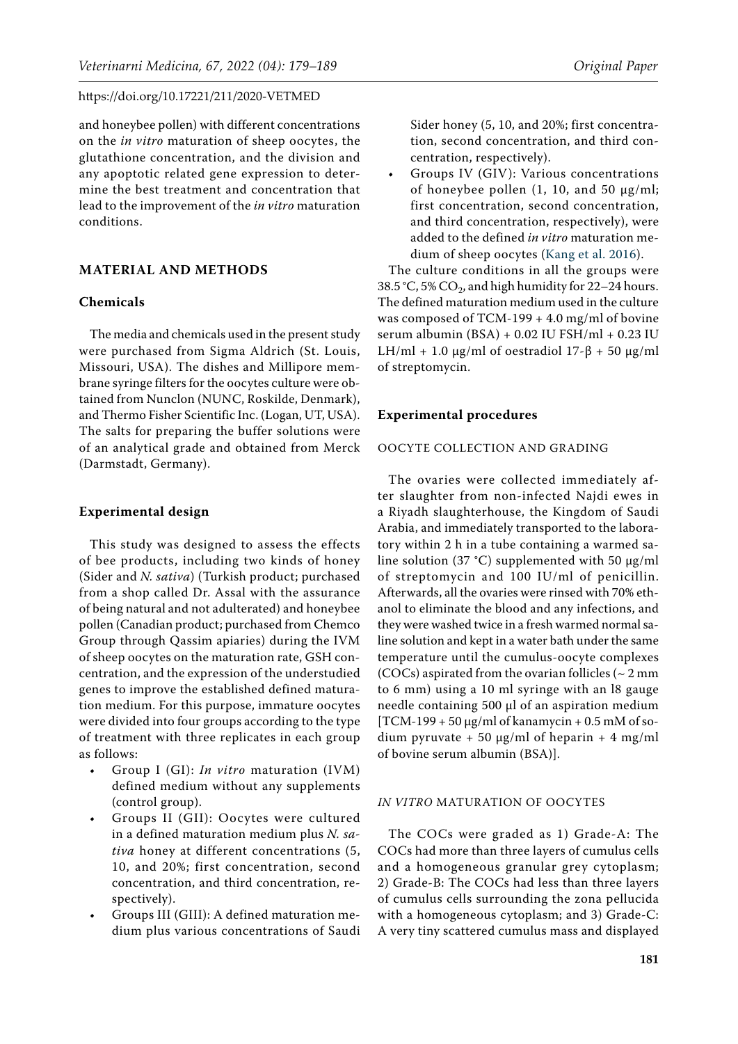and honeybee pollen) with different concentrations on the *in vitro* maturation of sheep oocytes, the glutathione concentration, and the division and any apoptotic related gene expression to determine the best treatment and concentration that lead to the improvement of the *in vitro* maturation conditions.

## MATERIAL AND METHODS

### Chemicals

The media and chemicals used in the present study were purchased from Sigma Aldrich (St. Louis, Missouri, USA). The dishes and Millipore membrane syringe filters for the oocytes culture were obtained from Nunclon (NUNC, Roskilde, Denmark), and Thermo Fisher Scientific Inc. (Logan, UT, USA). The salts for preparing the buffer solutions were of an analytical grade and obtained from Merck (Darmstadt, Germany).

### Experimental design

This study was designed to assess the effects of bee products, including two kinds of honey (Sider and *N. sativa*) (Turkish product; purchased from a shop called Dr. Assal with the assurance of being natural and not adulterated) and honeybee pollen (Canadian product; purchased from Chemco Group through Qassim apiaries) during the IVM of sheep oocytes on the maturation rate, GSH concentration, and the expression of the understudied genes to improve the established defined maturation medium. For this purpose, immature oocytes were divided into four groups according to the type of treatment with three replicates in each group as follows:

- Group I (GI): *In vitro* maturation (IVM) defined medium without any supplements (control group).
- Groups II (GII): Oocytes were cultured in a defined maturation medium plus *N. sativa* honey at different concentrations (5, 10, and 20%; first concentration, second concentration, and third concentration, respectively).
- Groups III (GIII): A defined maturation medium plus various concentrations of Saudi Sider honey (5, 10, and 20%; first concentration, second concentration, and third concentration, respectively).
- Groups IV (GIV): Various concentrations of honeybee pollen (1, 10, and 50 μg/ml; first concentration, second concentration, and third concentration, respectively), were added to the defined *in vitro* maturation medium of sheep oocytes (Kang et al. 2016).

The culture conditions in all the groups were 38.5 °C, 5% $CO_2$, and high humidity for 22–24 hours. The defined maturation medium used in the culture was composed of TCM-199 + 4.0 mg/ml of bovine serum albumin (BSA) + 0.02 IU FSH/ml + 0.23 IU LH/ml + 1.0 μg/ml of oestradiol 17-β + 50 μg/ml of streptomycin.

### Experimental procedures

#### OOCYTE COLLECTION AND GRADING

The ovaries were collected immediately after slaughter from non-infected Najdi ewes in a Riyadh slaughterhouse, the Kingdom of Saudi Arabia, and immediately transported to the laboratory within 2 h in a tube containing a warmed saline solution (37 °C) supplemented with 50 μg/ml of streptomycin and 100 IU/ml of penicillin. Afterwards, all the ovaries were rinsed with 70% ethanol to eliminate the blood and any infections, and they were washed twice in a fresh warmed normal saline solution and kept in a water bath under the same temperature until the cumulus-oocyte complexes (COCs) aspirated from the ovarian follicles (~ 2 mm to 6 mm) using a 10 ml syringe with an l8 gauge needle containing 500 μl of an aspiration medium [TCM-199 + 50 μg/ml of kanamycin + 0.5 mM of sodium pyruvate + 50 μg/ml of heparin + 4 mg/ml of bovine serum albumin (BSA)].

#### *IN VITRO* MATURATION OF OOCYTES

The COCs were graded as 1) Grade-A: The COCs had more than three layers of cumulus cells and a homogeneous granular grey cytoplasm; 2) Grade-B: The COCs had less than three layers of cumulus cells surrounding the zona pellucida with a homogeneous cytoplasm; and 3) Grade-C: A very tiny scattered cumulus mass and displayed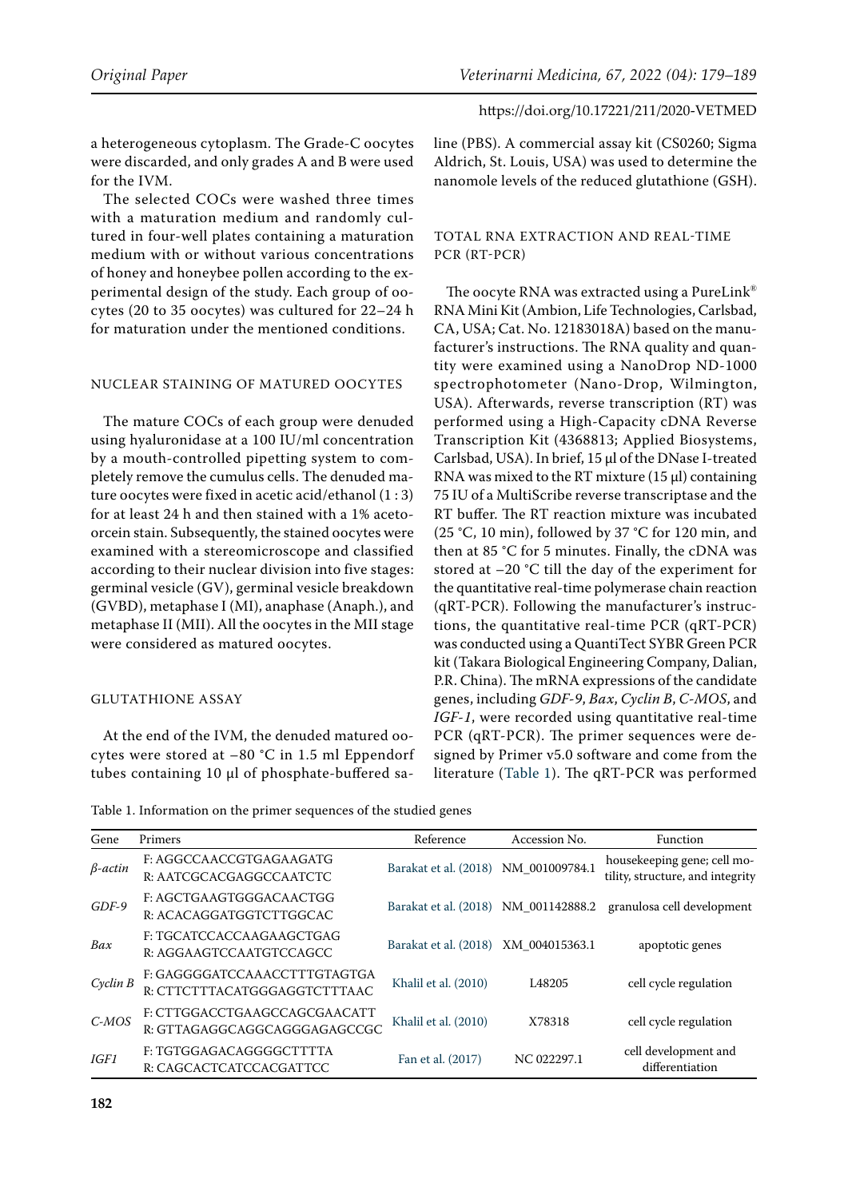a heterogeneous cytoplasm. The Grade-C oocytes were discarded, and only grades A and B were used for the IVM.

The selected COCs were washed three times with a maturation medium and randomly cultured in four-well plates containing a maturation medium with or without various concentrations of honey and honeybee pollen according to the experimental design of the study. Each group of oocytes (20 to 35 oocytes) was cultured for 22–24 h for maturation under the mentioned conditions.

### NUCLEAR STAINING OF MATURED OOCYTES

The mature COCs of each group were denuded using hyaluronidase at a 100 IU/ml concentration by a mouth-controlled pipetting system to completely remove the cumulus cells. The denuded mature oocytes were fixed in acetic acid/ethanol (1 : 3) for at least 24 h and then stained with a 1% aceto-orcein stain. Subsequently, the stained oocytes were examined with a stereomicroscope and classified according to their nuclear division into five stages: germinal vesicle (GV), germinal vesicle breakdown (GVBD), metaphase I (MI), anaphase (Anaph.), and metaphase II (MII). All the oocytes in the MII stage were considered as matured oocytes.

### GLUTATHIONE ASSAY

At the end of the IVM, the denuded matured oocytes were stored at –80 °C in 1.5 ml Eppendorf tubes containing 10 µl of phosphate-buffered saline (PBS). A commercial assay kit (CS0260; Sigma Aldrich, St. Louis, USA) was used to determine the nanomole levels of the reduced glutathione (GSH).

### TOTAL RNA EXTRACTION AND REAL-TIME PCR (RT-PCR)

The oocyte RNA was extracted using a PureLink® RNA Mini Kit (Ambion, Life Technologies, Carlsbad, CA, USA; Cat. No. 12183018A) based on the manufacturer's instructions. The RNA quality and quantity were examined using a NanoDrop ND-1000 spectrophotometer (Nano-Drop, Wilmington, USA). Afterwards, reverse transcription (RT) was performed using a High-Capacity cDNA Reverse Transcription Kit (4368813; Applied Biosystems, Carlsbad, USA). In brief, 15 µl of the DNase I-treated RNA was mixed to the RT mixture (15 µl) containing 75 IU of a MultiScribe reverse transcriptase and the RT buffer. The RT reaction mixture was incubated (25 °C, 10 min), followed by 37 °C for 120 min, and then at 85 °C for 5 minutes. Finally, the cDNA was stored at –20 °C till the day of the experiment for the quantitative real-time polymerase chain reaction (qRT-PCR). Following the manufacturer's instructions, the quantitative real-time PCR (qRT-PCR) was conducted using a QuantiTect SYBR Green PCR kit (Takara Biological Engineering Company, Dalian, P.R. China). The mRNA expressions of the candidate genes, including *GDF-9*, *Bax*, *Cyclin B*, *C-MOS*, and *IGF-1*, were recorded using quantitative real-time PCR (qRT-PCR). The primer sequences were designed by Primer v5.0 software and come from the literature (Table 1). The qRT-PCR was performed

Table 1. Information on the primer sequences of the studied genes

| Gene | Primers | Reference | Accession No. | Function |
|---|---|---|---|---|
| *β-actin* | F: AGGCCAACCGTGAGAAGATG<br>R: AATCGCACGAGGCCAATCTC | Barakat et al. (2018) | NM_001009784.1 | housekeeping gene; cell motility, structure, and integrity |
| *GDF-9* | F: AGCTGAAGTGGGACAACTGG<br>R: ACACAGGATGGTCTTGGCAC | Barakat et al. (2018) | NM_001142888.2 | granulosa cell development |
| *Bax* | F: TGCATCCACCAAGAAGCTGAG<br>R: AGGAAGTCCAATGTCCAGCC | Barakat et al. (2018) | XM_004015363.1 | apoptotic genes |
| *Cyclin B* | F: GAGGGGATCCAAACCTTTGTAGTGA<br>R: CTTCTTTACATGGGAGGTCTTTAAC | Khalil et al. (2010) | L48205 | cell cycle regulation |
| *C-MOS* | F: CTTGGACCTGAAGCCAGCGAACATT<br>R: GTTAGAGGCAGGCAGGGAGAGCCGC | Khalil et al. (2010) | X78318 | cell cycle regulation |
| *IGF1* | F: TGTGGAGACAGGGGCTTTTA<br>R: CAGCACTCATCCACGATTCC | Fan et al. (2017) | NC 022297.1 | cell development and differentiation |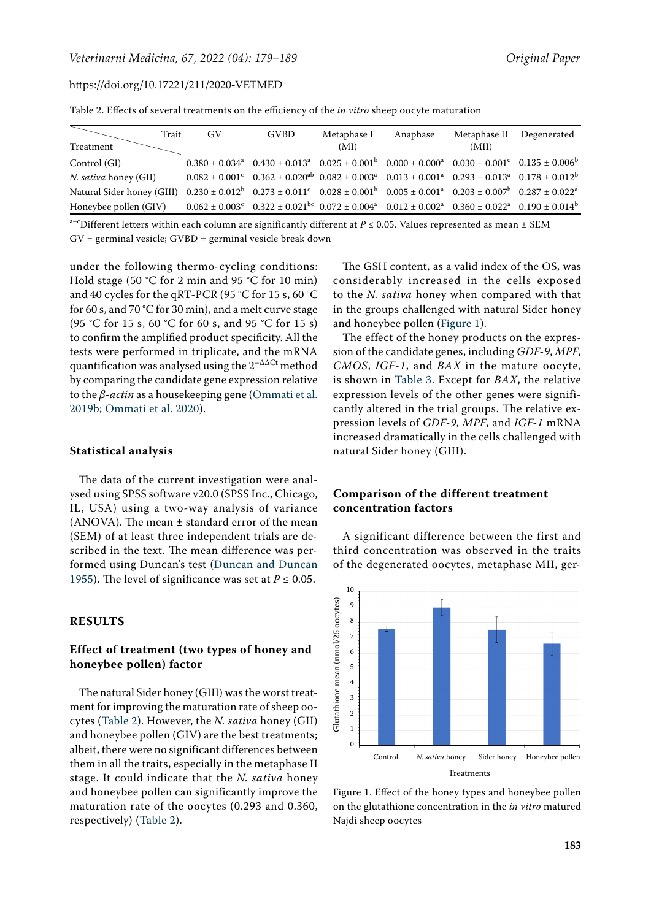Table 2. Effects of several treatments on the efficiency of the *in vitro* sheep oocyte maturation

| Treatment \ Trait | GV | GVBD | Metaphase I (MI) | Anaphase | Metaphase II (MII) | Degenerated |
|---|---|---|---|---|---|---|
| Control (GI) | 0.380 ± 0.034[a] | 0.430 ± 0.013[a] | 0.025 ± 0.001[b] | 0.000 ± 0.000[a] | 0.030 ± 0.001[c] | 0.135 ± 0.006[b] |
| *N. sativa* honey (GII) | 0.082 ± 0.001[c] | 0.362 ± 0.020[ab] | 0.082 ± 0.003[a] | 0.013 ± 0.001[a] | 0.293 ± 0.013[a] | 0.178 ± 0.012[b] |
| Natural Sider honey (GIII) | 0.230 ± 0.012[b] | 0.273 ± 0.011[c] | 0.028 ± 0.001[b] | 0.005 ± 0.001[a] | 0.203 ± 0.007[b] | 0.287 ± 0.022[a] |
| Honeybee pollen (GIV) | 0.062 ± 0.003[c] | 0.322 ± 0.021[bc] | 0.072 ± 0.004[a] | 0.012 ± 0.002[a] | 0.360 ± 0.022[a] | 0.190 ± 0.014[b] |

[a–c]Different letters within each column are significantly different at $P \leq 0.05$. Values represented as mean ± SEM
GV = germinal vesicle; GVBD = germinal vesicle break down

under the following thermo-cycling conditions: Hold stage (50 °C for 2 min and 95 °C for 10 min) and 40 cycles for the qRT-PCR (95 °C for 15 s, 60 °C for 60 s, and 70 °C for 30 min), and a melt curve stage (95 °C for 15 s, 60 °C for 60 s, and 95 °C for 15 s) to confirm the amplified product specificity. All the tests were performed in triplicate, and the mRNA quantification was analysed using the $2^{-\Delta\Delta Ct}$ method by comparing the candidate gene expression relative to the *β-actin* as a housekeeping gene (Ommati et al. 2019b; Ommati et al. 2020).

### Statistical analysis

The data of the current investigation were analysed using SPSS software v20.0 (SPSS Inc., Chicago, IL, USA) using a two-way analysis of variance (ANOVA). The mean ± standard error of the mean (SEM) of at least three independent trials are described in the text. The mean difference was performed using Duncan's test (Duncan and Duncan 1955). The level of significance was set at $P \leq 0.05$.

## RESULTS

### Effect of treatment (two types of honey and honeybee pollen) factor

The natural Sider honey (GIII) was the worst treatment for improving the maturation rate of sheep oocytes (Table 2). However, the *N. sativa* honey (GII) and honeybee pollen (GIV) are the best treatments; albeit, there were no significant differences between them in all the traits, especially in the metaphase II stage. It could indicate that the *N. sativa* honey and honeybee pollen can significantly improve the maturation rate of the oocytes (0.293 and 0.360, respectively) (Table 2).

The GSH content, as a valid index of the OS, was considerably increased in the cells exposed to the *N. sativa* honey when compared with that in the groups challenged with natural Sider honey and honeybee pollen (Figure 1).

The effect of the honey products on the expression of the candidate genes, including *GDF-9*, *MPF*, *CMOS*, *IGF-1*, and *BAX* in the mature oocyte, is shown in Table 3. Except for *BAX*, the relative expression levels of the other genes were significantly altered in the trial groups. The relative expression levels of *GDF-9*, *MPF*, and *IGF-1* mRNA increased dramatically in the cells challenged with natural Sider honey (GIII).

### Comparison of the different treatment concentration factors

A significant difference between the first and third concentration was observed in the traits of the degenerated oocytes, metaphase MII, ger-

Figure 1. Effect of the honey types and honeybee pollen on the glutathione concentration in the *in vitro* matured Najdi sheep oocytes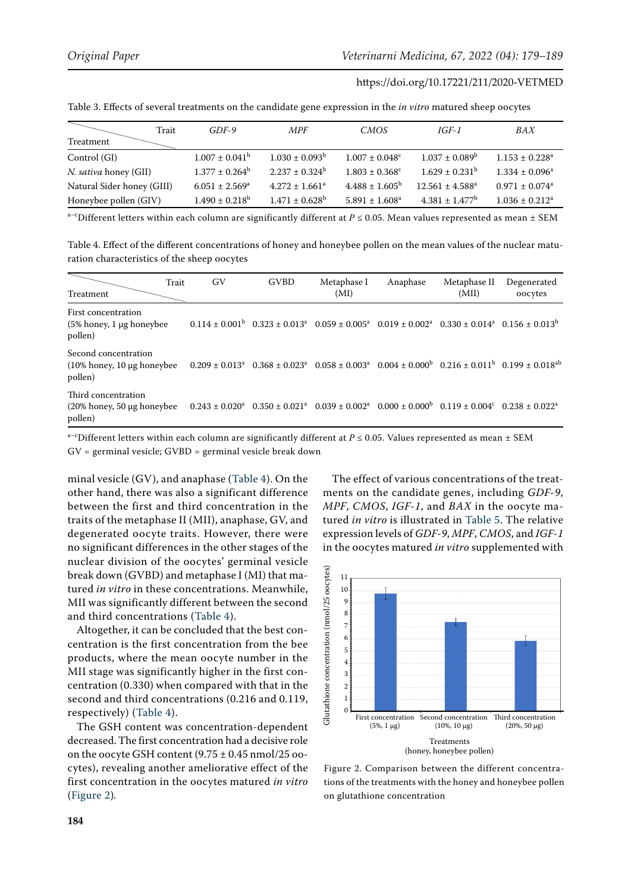Table 3. Effects of several treatments on the candidate gene expression in the *in vitro* matured sheep oocytes

| Treatment \ Trait | *GDF-9* | *MPF* | *CMOS* | *IGF-1* | *BAX* |
|---|---|---|---|---|---|
| Control (GI) | $1.007 \pm 0.041^b$ | $1.030 \pm 0.093^b$ | $1.007 \pm 0.048^c$ | $1.037 \pm 0.089^b$ | $1.153 \pm 0.228^a$ |
| *N. sativa* honey (GII) | $1.377 \pm 0.264^b$ | $2.237 \pm 0.324^b$ | $1.803 \pm 0.368^c$ | $1.629 \pm 0.231^b$ | $1.334 \pm 0.096^a$ |
| Natural Sider honey (GIII) | $6.051 \pm 2.569^a$ | $4.272 \pm 1.661^a$ | $4.488 \pm 1.605^b$ | $12.561 \pm 4.588^a$ | $0.971 \pm 0.074^a$ |
| Honeybee pollen (GIV) | $1.490 \pm 0.218^b$ | $1.471 \pm 0.628^b$ | $5.891 \pm 1.608^a$ | $4.381 \pm 1.477^b$ | $1.036 \pm 0.212^a$ |

[a–c]Different letters within each column are significantly different at $P \leq 0.05$. Mean values represented as mean ± SEM

Table 4. Effect of the different concentrations of honey and honeybee pollen on the mean values of the nuclear maturation characteristics of the sheep oocytes

| Treatment \ Trait | GV | GVBD | Metaphase I (MI) | Anaphase | Metaphase II (MII) | Degenerated oocytes |
|---|---|---|---|---|---|---|
| First concentration (5% honey, 1 µg honeybee pollen) | $0.114 \pm 0.001^b$ | $0.323 \pm 0.013^a$ | $0.059 \pm 0.005^a$ | $0.019 \pm 0.002^a$ | $0.330 \pm 0.014^a$ | $0.156 \pm 0.013^b$ |
| Second concentration (10% honey, 10 µg honeybee pollen) | $0.209 \pm 0.013^a$ | $0.368 \pm 0.023^a$ | $0.058 \pm 0.003^a$ | $0.004 \pm 0.000^b$ | $0.216 \pm 0.011^b$ | $0.199 \pm 0.018^{ab}$ |
| Third concentration (20% honey, 50 µg honeybee pollen) | $0.243 \pm 0.020^a$ | $0.350 \pm 0.021^a$ | $0.039 \pm 0.002^a$ | $0.000 \pm 0.000^b$ | $0.119 \pm 0.004^c$ | $0.238 \pm 0.022^a$ |

[a–c]Different letters within each column are significantly different at $P \leq 0.05$. Values represented as mean ± SEM

GV = germinal vesicle; GVBD = germinal vesicle break down

minal vesicle (GV), and anaphase (Table 4). On the other hand, there was also a significant difference between the first and third concentration in the traits of the metaphase II (MII), anaphase, GV, and degenerated oocyte traits. However, there were no significant differences in the other stages of the nuclear division of the oocytes' germinal vesicle break down (GVBD) and metaphase I (MI) that matured *in vitro* in these concentrations. Meanwhile, MII was significantly different between the second and third concentrations (Table 4).

Altogether, it can be concluded that the best concentration is the first concentration from the bee products, where the mean oocyte number in the MII stage was significantly higher in the first concentration (0.330) when compared with that in the second and third concentrations (0.216 and 0.119, respectively) (Table 4).

The GSH content was concentration-dependent decreased. The first concentration had a decisive role on the oocyte GSH content (9.75 ± 0.45 nmol/25 oocytes), revealing another ameliorative effect of the first concentration in the oocytes matured *in vitro* (Figure 2).

The effect of various concentrations of the treatments on the candidate genes, including *GDF-9*, *MPF*, *CMOS*, *IGF-1*, and *BAX* in the oocyte matured *in vitro* is illustrated in Table 5. The relative expression levels of *GDF-9*, *MPF*, *CMOS*, and *IGF-1* in the oocytes matured *in vitro* supplemented with

Figure 2. Comparison between the different concentrations of the treatments with the honey and honeybee pollen on glutathione concentration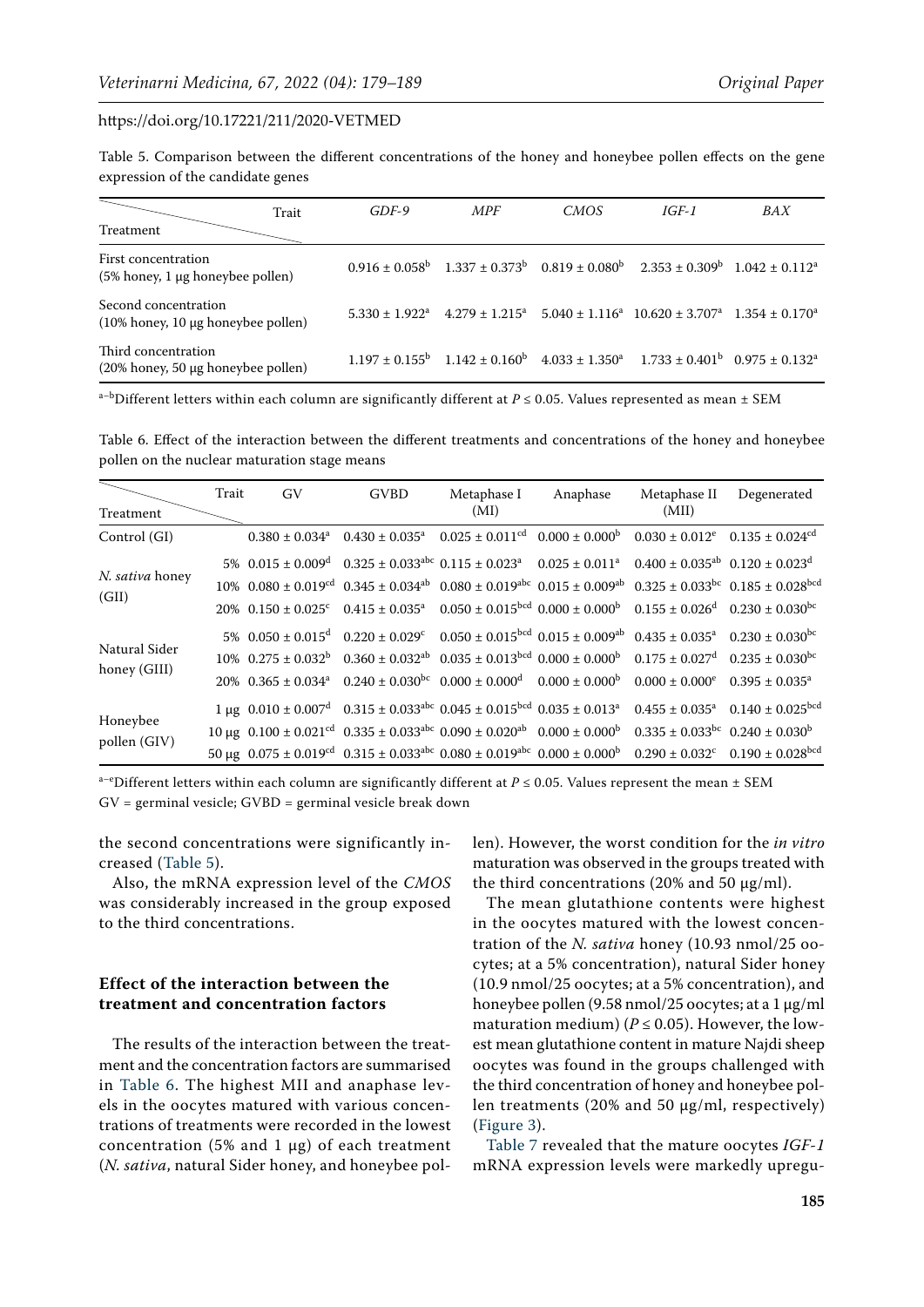https://doi.org/10.17221/211/2020-VETMED

Table 5. Comparison between the different concentrations of the honey and honeybee pollen effects on the gene expression of the candidate genes

| Treatment | *GDF-9* | *MPF* | *CMOS* | *IGF-1* | *BAX* |
|---|---|---|---|---|---|
| First concentration (5% honey, 1 μg honeybee pollen) | $0.916 \pm 0.058^{b}$ | $1.337 \pm 0.373^{b}$ | $0.819 \pm 0.080^{b}$ | $2.353 \pm 0.309^{b}$ | $1.042 \pm 0.112^{a}$ |
| Second concentration (10% honey, 10 μg honeybee pollen) | $5.330 \pm 1.922^{a}$ | $4.279 \pm 1.215^{a}$ | $5.040 \pm 1.116^{a}$ | $10.620 \pm 3.707^{a}$ | $1.354 \pm 0.170^{a}$ |
| Third concentration (20% honey, 50 μg honeybee pollen) | $1.197 \pm 0.155^{b}$ | $1.142 \pm 0.160^{b}$ | $4.033 \pm 1.350^{a}$ | $1.733 \pm 0.401^{b}$ | $0.975 \pm 0.132^{a}$ |

[a–b]Different letters within each column are significantly different at $P \leq 0.05$. Values represented as mean ± SEM

Table 6. Effect of the interaction between the different treatments and concentrations of the honey and honeybee pollen on the nuclear maturation stage means

| Treatment | | GV | GVBD | Metaphase I (MI) | Anaphase | Metaphase II (MII) | Degenerated |
|---|---|---|---|---|---|---|---|
| Control (GI) | | $0.380 \pm 0.034^{a}$ | $0.430 \pm 0.035^{a}$ | $0.025 \pm 0.011^{cd}$ | $0.000 \pm 0.000^{b}$ | $0.030 \pm 0.012^{e}$ | $0.135 \pm 0.024^{cd}$ |
| *N. sativa* honey (GII) | 5% | $0.015 \pm 0.009^{d}$ | $0.325 \pm 0.033^{abc}$ | $0.115 \pm 0.023^{a}$ | $0.025 \pm 0.011^{a}$ | $0.400 \pm 0.035^{ab}$ | $0.120 \pm 0.023^{d}$ |
| | 10% | $0.080 \pm 0.019^{cd}$ | $0.345 \pm 0.034^{ab}$ | $0.080 \pm 0.019^{abc}$ | $0.015 \pm 0.009^{ab}$ | $0.325 \pm 0.033^{bc}$ | $0.185 \pm 0.028^{bcd}$ |
| | 20% | $0.150 \pm 0.025^{c}$ | $0.415 \pm 0.035^{a}$ | $0.050 \pm 0.015^{bcd}$ | $0.000 \pm 0.000^{b}$ | $0.155 \pm 0.026^{d}$ | $0.230 \pm 0.030^{bc}$ |
| Natural Sider honey (GIII) | 5% | $0.050 \pm 0.015^{d}$ | $0.220 \pm 0.029^{c}$ | $0.050 \pm 0.015^{bcd}$ | $0.015 \pm 0.009^{ab}$ | $0.435 \pm 0.035^{a}$ | $0.230 \pm 0.030^{bc}$ |
| | 10% | $0.275 \pm 0.032^{b}$ | $0.360 \pm 0.032^{ab}$ | $0.035 \pm 0.013^{bcd}$ | $0.000 \pm 0.000^{b}$ | $0.175 \pm 0.027^{d}$ | $0.235 \pm 0.030^{bc}$ |
| | 20% | $0.365 \pm 0.034^{a}$ | $0.240 \pm 0.030^{bc}$ | $0.000 \pm 0.000^{d}$ | $0.000 \pm 0.000^{b}$ | $0.000 \pm 0.000^{e}$ | $0.395 \pm 0.035^{a}$ |
| Honeybee pollen (GIV) | 1 μg | $0.010 \pm 0.007^{d}$ | $0.315 \pm 0.033^{abc}$ | $0.045 \pm 0.015^{bcd}$ | $0.035 \pm 0.013^{a}$ | $0.455 \pm 0.035^{a}$ | $0.140 \pm 0.025^{bcd}$ |
| | 10 μg | $0.100 \pm 0.021^{cd}$ | $0.335 \pm 0.033^{abc}$ | $0.090 \pm 0.020^{ab}$ | $0.000 \pm 0.000^{b}$ | $0.335 \pm 0.033^{bc}$ | $0.240 \pm 0.030^{b}$ |
| | 50 μg | $0.075 \pm 0.019^{cd}$ | $0.315 \pm 0.033^{abc}$ | $0.080 \pm 0.019^{abc}$ | $0.000 \pm 0.000^{b}$ | $0.290 \pm 0.032^{c}$ | $0.190 \pm 0.028^{bcd}$ |

[a–e]Different letters within each column are significantly different at $P \leq 0.05$. Values represent the mean ± SEM
GV = germinal vesicle; GVBD = germinal vesicle break down

the second concentrations were significantly increased (Table 5).

Also, the mRNA expression level of the *CMOS* was considerably increased in the group exposed to the third concentrations.

### Effect of the interaction between the treatment and concentration factors

The results of the interaction between the treatment and the concentration factors are summarised in Table 6. The highest MII and anaphase levels in the oocytes matured with various concentrations of treatments were recorded in the lowest concentration (5% and 1 μg) of each treatment (*N. sativa*, natural Sider honey, and honeybee pollen). However, the worst condition for the *in vitro* maturation was observed in the groups treated with the third concentrations (20% and 50 μg/ml).

The mean glutathione contents were highest in the oocytes matured with the lowest concentration of the *N. sativa* honey (10.93 nmol/25 oocytes; at a 5% concentration), natural Sider honey (10.9 nmol/25 oocytes; at a 5% concentration), and honeybee pollen (9.58 nmol/25 oocytes; at a 1 μg/ml maturation medium) ($P \leq 0.05$). However, the lowest mean glutathione content in mature Najdi sheep oocytes was found in the groups challenged with the third concentration of honey and honeybee pollen treatments (20% and 50 μg/ml, respectively) (Figure 3).

Table 7 revealed that the mature oocytes *IGF-1* mRNA expression levels were markedly upregu-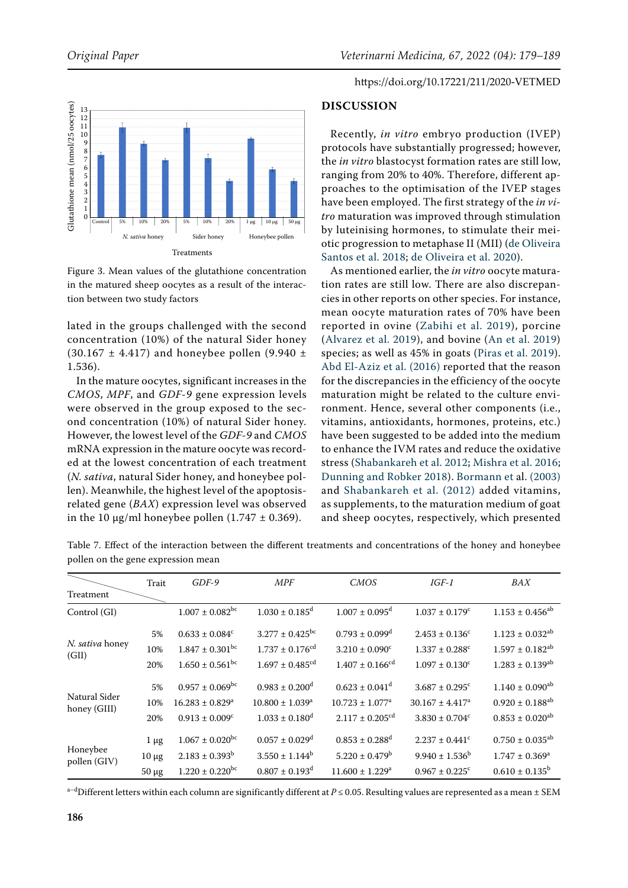Figure 3. Mean values of the glutathione concentration in the matured sheep oocytes as a result of the interaction between two study factors

lated in the groups challenged with the second concentration (10%) of the natural Sider honey (30.167 ± 4.417) and honeybee pollen (9.940 ± 1.536).

In the mature oocytes, significant increases in the *CMOS*, *MPF*, and *GDF-9* gene expression levels were observed in the group exposed to the second concentration (10%) of natural Sider honey. However, the lowest level of the *GDF-9* and *CMOS* mRNA expression in the mature oocyte was recorded at the lowest concentration of each treatment (*N. sativa*, natural Sider honey, and honeybee pollen). Meanwhile, the highest level of the apoptosis-related gene (*BAX*) expression level was observed in the 10 μg/ml honeybee pollen (1.747 ± 0.369).

## DISCUSSION

Recently, *in vitro* embryo production (IVEP) protocols have substantially progressed; however, the *in vitro* blastocyst formation rates are still low, ranging from 20% to 40%. Therefore, different approaches to the optimisation of the IVEP stages have been employed. The first strategy of the *in vitro* maturation was improved through stimulation by luteinising hormones, to stimulate their meiotic progression to metaphase II (MII) (de Oliveira Santos et al. 2018; de Oliveira et al. 2020).

As mentioned earlier, the *in vitro* oocyte maturation rates are still low. There are also discrepancies in other reports on other species. For instance, mean oocyte maturation rates of 70% have been reported in ovine (Zabihi et al. 2019), porcine (Alvarez et al. 2019), and bovine (An et al. 2019) species; as well as 45% in goats (Piras et al. 2019). Abd El-Aziz et al. (2016) reported that the reason for the discrepancies in the efficiency of the oocyte maturation might be related to the culture environment. Hence, several other components (i.e., vitamins, antioxidants, hormones, proteins, etc.) have been suggested to be added into the medium to enhance the IVM rates and reduce the oxidative stress (Shabankareh et al. 2012; Mishra et al. 2016; Dunning and Robker 2018). Bormann et al. (2003) and Shabankareh et al. (2012) added vitamins, as supplements, to the maturation medium of goat and sheep oocytes, respectively, which presented

Table 7. Effect of the interaction between the different treatments and concentrations of the honey and honeybee pollen on the gene expression mean

| Treatment | Trait | *GDF-9* | *MPF* | *CMOS* | *IGF-1* | *BAX* |
|---|---|---|---|---|---|---|
| Control (GI) | | $1.007 \pm 0.082^{bc}$ | $1.030 \pm 0.185^{d}$ | $1.007 \pm 0.095^{d}$ | $1.037 \pm 0.179^{c}$ | $1.153 \pm 0.456^{ab}$ |
| *N. sativa* honey (GII) | 5% | $0.633 \pm 0.084^{c}$ | $3.277 \pm 0.425^{bc}$ | $0.793 \pm 0.099^{d}$ | $2.453 \pm 0.136^{c}$ | $1.123 \pm 0.032^{ab}$ |
| | 10% | $1.847 \pm 0.301^{bc}$ | $1.737 \pm 0.176^{cd}$ | $3.210 \pm 0.090^{c}$ | $1.337 \pm 0.288^{c}$ | $1.597 \pm 0.182^{ab}$ |
| | 20% | $1.650 \pm 0.561^{bc}$ | $1.697 \pm 0.485^{cd}$ | $1.407 \pm 0.166^{cd}$ | $1.097 \pm 0.130^{c}$ | $1.283 \pm 0.139^{ab}$ |
| Natural Sider honey (GIII) | 5% | $0.957 \pm 0.069^{bc}$ | $0.983 \pm 0.200^{d}$ | $0.623 \pm 0.041^{d}$ | $3.687 \pm 0.295^{c}$ | $1.140 \pm 0.090^{ab}$ |
| | 10% | $16.283 \pm 0.829^{a}$ | $10.800 \pm 1.039^{a}$ | $10.723 \pm 1.077^{a}$ | $30.167 \pm 4.417^{a}$ | $0.920 \pm 0.188^{ab}$ |
| | 20% | $0.913 \pm 0.009^{c}$ | $1.033 \pm 0.180^{d}$ | $2.117 \pm 0.205^{cd}$ | $3.830 \pm 0.704^{c}$ | $0.853 \pm 0.020^{ab}$ |
| Honeybee pollen (GIV) | 1 μg | $1.067 \pm 0.020^{bc}$ | $0.057 \pm 0.029^{d}$ | $0.853 \pm 0.288^{d}$ | $2.237 \pm 0.441^{c}$ | $0.750 \pm 0.035^{ab}$ |
| | 10 μg | $2.183 \pm 0.393^{b}$ | $3.550 \pm 1.144^{b}$ | $5.220 \pm 0.479^{b}$ | $9.940 \pm 1.536^{b}$ | $1.747 \pm 0.369^{a}$ |
| | 50 μg | $1.220 \pm 0.220^{bc}$ | $0.807 \pm 0.193^{d}$ | $11.600 \pm 1.229^{a}$ | $0.967 \pm 0.225^{c}$ | $0.610 \pm 0.135^{b}$ |

a–d Different letters within each column are significantly different at $P \leq 0.05$. Resulting values are represented as a mean ± SEM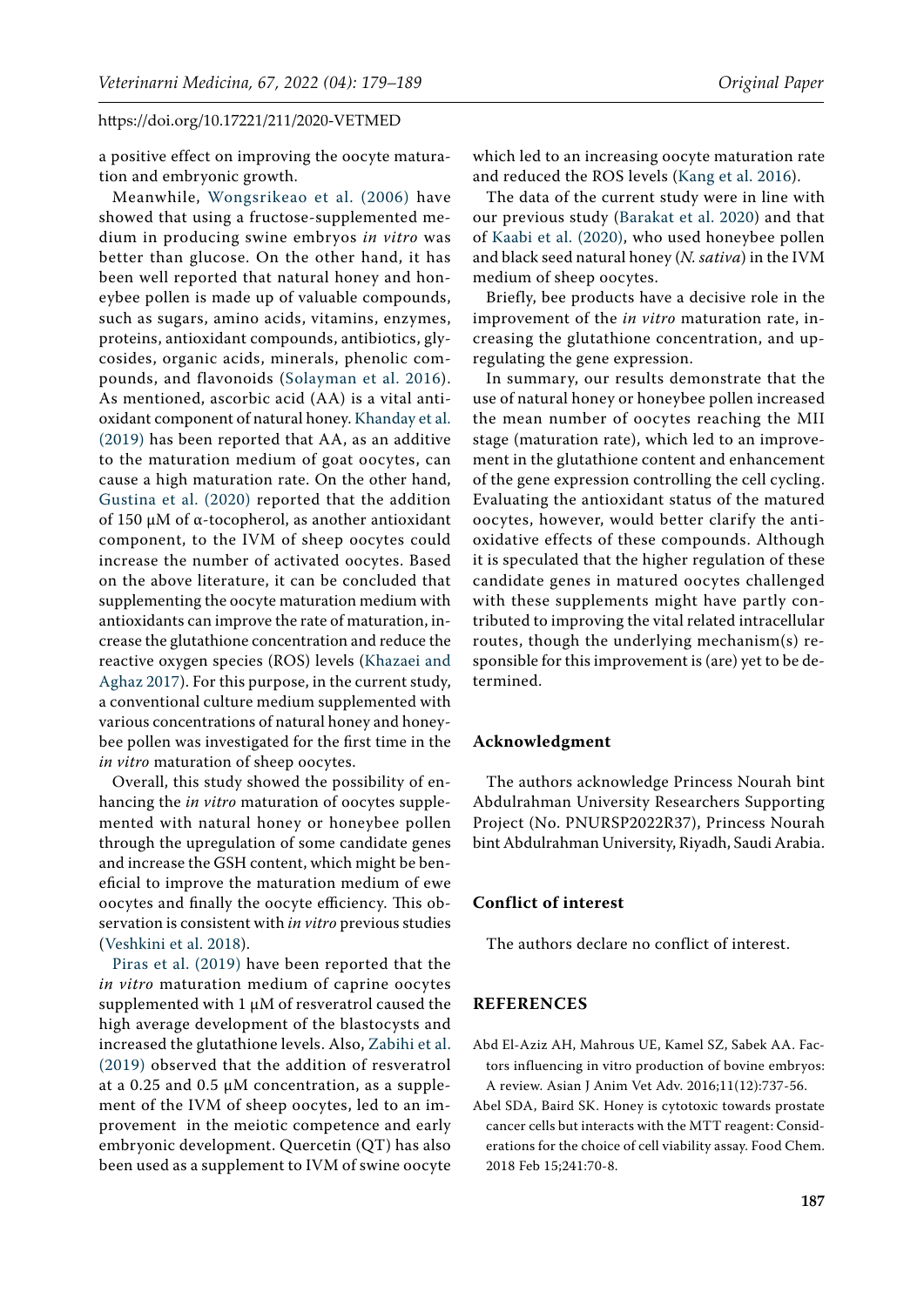a positive effect on improving the oocyte maturation and embryonic growth.

Meanwhile, Wongsrikeao et al. (2006) have showed that using a fructose-supplemented medium in producing swine embryos *in vitro* was better than glucose. On the other hand, it has been well reported that natural honey and honeybee pollen is made up of valuable compounds, such as sugars, amino acids, vitamins, enzymes, proteins, antioxidant compounds, antibiotics, glycosides, organic acids, minerals, phenolic compounds, and flavonoids (Solayman et al. 2016). As mentioned, ascorbic acid (AA) is a vital antioxidant component of natural honey. Khanday et al. (2019) has been reported that AA, as an additive to the maturation medium of goat oocytes, can cause a high maturation rate. On the other hand, Gustina et al. (2020) reported that the addition of 150 μM of α-tocopherol, as another antioxidant component, to the IVM of sheep oocytes could increase the number of activated oocytes. Based on the above literature, it can be concluded that supplementing the oocyte maturation medium with antioxidants can improve the rate of maturation, increase the glutathione concentration and reduce the reactive oxygen species (ROS) levels (Khazaei and Aghaz 2017). For this purpose, in the current study, a conventional culture medium supplemented with various concentrations of natural honey and honeybee pollen was investigated for the first time in the *in vitro* maturation of sheep oocytes.

Overall, this study showed the possibility of enhancing the *in vitro* maturation of oocytes supplemented with natural honey or honeybee pollen through the upregulation of some candidate genes and increase the GSH content, which might be beneficial to improve the maturation medium of ewe oocytes and finally the oocyte efficiency. This observation is consistent with *in vitro* previous studies (Veshkini et al. 2018).

Piras et al. (2019) have been reported that the *in vitro* maturation medium of caprine oocytes supplemented with 1 μM of resveratrol caused the high average development of the blastocysts and increased the glutathione levels. Also, Zabihi et al. (2019) observed that the addition of resveratrol at a 0.25 and 0.5 μM concentration, as a supplement of the IVM of sheep oocytes, led to an improvement in the meiotic competence and early embryonic development. Quercetin (QT) has also been used as a supplement to IVM of swine oocyte which led to an increasing oocyte maturation rate and reduced the ROS levels (Kang et al. 2016).

The data of the current study were in line with our previous study (Barakat et al. 2020) and that of Kaabi et al. (2020), who used honeybee pollen and black seed natural honey (*N. sativa*) in the IVM medium of sheep oocytes.

Briefly, bee products have a decisive role in the improvement of the *in vitro* maturation rate, increasing the glutathione concentration, and upregulating the gene expression.

In summary, our results demonstrate that the use of natural honey or honeybee pollen increased the mean number of oocytes reaching the MII stage (maturation rate), which led to an improvement in the glutathione content and enhancement of the gene expression controlling the cell cycling. Evaluating the antioxidant status of the matured oocytes, however, would better clarify the antioxidative effects of these compounds. Although it is speculated that the higher regulation of these candidate genes in matured oocytes challenged with these supplements might have partly contributed to improving the vital related intracellular routes, though the underlying mechanism(s) responsible for this improvement is (are) yet to be determined.

## Acknowledgment

The authors acknowledge Princess Nourah bint Abdulrahman University Researchers Supporting Project (No. PNURSP2022R37), Princess Nourah bint Abdulrahman University, Riyadh, Saudi Arabia.

## Conflict of interest

The authors declare no conflict of interest.

## REFERENCES

Abd El-Aziz AH, Mahrous UE, Kamel SZ, Sabek AA. Factors influencing in vitro production of bovine embryos: A review. Asian J Anim Vet Adv. 2016;11(12):737-56.

Abel SDA, Baird SK. Honey is cytotoxic towards prostate cancer cells but interacts with the MTT reagent: Considerations for the choice of cell viability assay. Food Chem. 2018 Feb 15;241:70-8.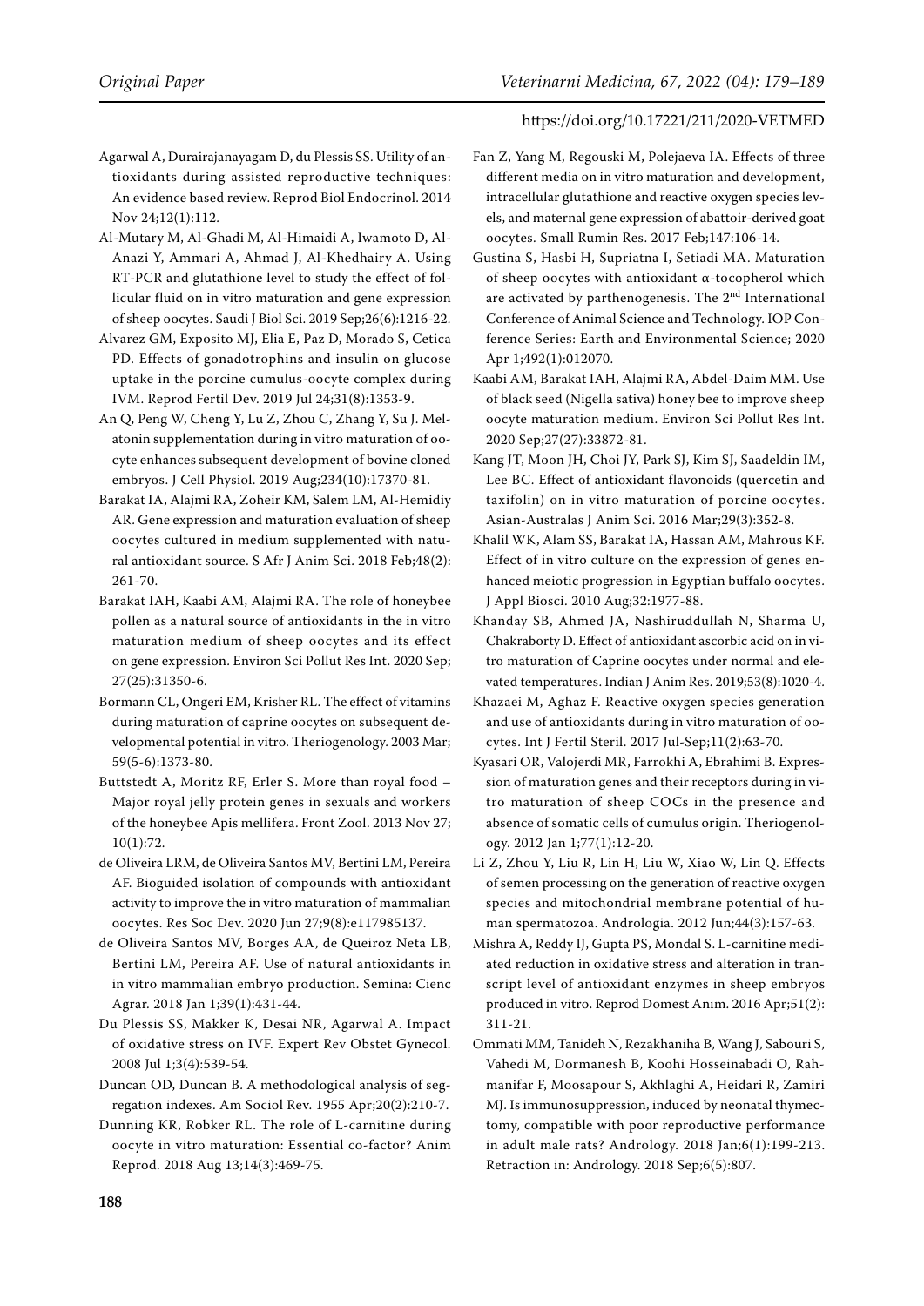Agarwal A, Durairajanayagam D, du Plessis SS. Utility of antioxidants during assisted reproductive techniques: An evidence based review. Reprod Biol Endocrinol. 2014 Nov 24;12(1):112.

Al-Mutary M, Al-Ghadi M, Al-Himaidi A, Iwamoto D, Al-Anazi Y, Ammari A, Ahmad J, Al-Khedhairy A. Using RT-PCR and glutathione level to study the effect of follicular fluid on in vitro maturation and gene expression of sheep oocytes. Saudi J Biol Sci. 2019 Sep;26(6):1216-22.

Alvarez GM, Exposito MJ, Elia E, Paz D, Morado S, Cetica PD. Effects of gonadotrophins and insulin on glucose uptake in the porcine cumulus-oocyte complex during IVM. Reprod Fertil Dev. 2019 Jul 24;31(8):1353-9.

An Q, Peng W, Cheng Y, Lu Z, Zhou C, Zhang Y, Su J. Melatonin supplementation during in vitro maturation of oocyte enhances subsequent development of bovine cloned embryos. J Cell Physiol. 2019 Aug;234(10):17370-81.

Barakat IA, Alajmi RA, Zoheir KM, Salem LM, Al-Hemidiy AR. Gene expression and maturation evaluation of sheep oocytes cultured in medium supplemented with natural antioxidant source. S Afr J Anim Sci. 2018 Feb;48(2):261-70.

Barakat IAH, Kaabi AM, Alajmi RA. The role of honeybee pollen as a natural source of antioxidants in the in vitro maturation medium of sheep oocytes and its effect on gene expression. Environ Sci Pollut Res Int. 2020 Sep;27(25):31350-6.

Bormann CL, Ongeri EM, Krisher RL. The effect of vitamins during maturation of caprine oocytes on subsequent developmental potential in vitro. Theriogenology. 2003 Mar;59(5-6):1373-80.

Buttstedt A, Moritz RF, Erler S. More than royal food – Major royal jelly protein genes in sexuals and workers of the honeybee Apis mellifera. Front Zool. 2013 Nov 27;10(1):72.

de Oliveira LRM, de Oliveira Santos MV, Bertini LM, Pereira AF. Bioguided isolation of compounds with antioxidant activity to improve the in vitro maturation of mammalian oocytes. Res Soc Dev. 2020 Jun 27;9(8):e117985137.

de Oliveira Santos MV, Borges AA, de Queiroz Neta LB, Bertini LM, Pereira AF. Use of natural antioxidants in in vitro mammalian embryo production. Semina: Cienc Agrar. 2018 Jan 1;39(1):431-44.

Du Plessis SS, Makker K, Desai NR, Agarwal A. Impact of oxidative stress on IVF. Expert Rev Obstet Gynecol. 2008 Jul 1;3(4):539-54.

Duncan OD, Duncan B. A methodological analysis of segregation indexes. Am Sociol Rev. 1955 Apr;20(2):210-7.

Dunning KR, Robker RL. The role of L-carnitine during oocyte in vitro maturation: Essential co-factor? Anim Reprod. 2018 Aug 13;14(3):469-75.

Fan Z, Yang M, Regouski M, Polejaeva IA. Effects of three different media on in vitro maturation and development, intracellular glutathione and reactive oxygen species levels, and maternal gene expression of abattoir-derived goat oocytes. Small Rumin Res. 2017 Feb;147:106-14.

Gustina S, Hasbi H, Supriatna I, Setiadi MA. Maturation of sheep oocytes with antioxidant α-tocopherol which are activated by parthenogenesis. The 2nd International Conference of Animal Science and Technology. IOP Conference Series: Earth and Environmental Science; 2020 Apr 1;492(1):012070.

Kaabi AM, Barakat IAH, Alajmi RA, Abdel-Daim MM. Use of black seed (Nigella sativa) honey bee to improve sheep oocyte maturation medium. Environ Sci Pollut Res Int. 2020 Sep;27(27):33872-81.

Kang JT, Moon JH, Choi JY, Park SJ, Kim SJ, Saadeldin IM, Lee BC. Effect of antioxidant flavonoids (quercetin and taxifolin) on in vitro maturation of porcine oocytes. Asian-Australas J Anim Sci. 2016 Mar;29(3):352-8.

Khalil WK, Alam SS, Barakat IA, Hassan AM, Mahrous KF. Effect of in vitro culture on the expression of genes enhanced meiotic progression in Egyptian buffalo oocytes. J Appl Biosci. 2010 Aug;32:1977-88.

Khanday SB, Ahmed JA, Nashiruddullah N, Sharma U, Chakraborty D. Effect of antioxidant ascorbic acid on in vitro maturation of Caprine oocytes under normal and elevated temperatures. Indian J Anim Res. 2019;53(8):1020-4.

Khazaei M, Aghaz F. Reactive oxygen species generation and use of antioxidants during in vitro maturation of oocytes. Int J Fertil Steril. 2017 Jul-Sep;11(2):63-70.

Kyasari OR, Valojerdi MR, Farrokhi A, Ebrahimi B. Expression of maturation genes and their receptors during in vitro maturation of sheep COCs in the presence and absence of somatic cells of cumulus origin. Theriogenology. 2012 Jan 1;77(1):12-20.

Li Z, Zhou Y, Liu R, Lin H, Liu W, Xiao W, Lin Q. Effects of semen processing on the generation of reactive oxygen species and mitochondrial membrane potential of human spermatozoa. Andrologia. 2012 Jun;44(3):157-63.

Mishra A, Reddy IJ, Gupta PS, Mondal S. L-carnitine mediated reduction in oxidative stress and alteration in transcript level of antioxidant enzymes in sheep embryos produced in vitro. Reprod Domest Anim. 2016 Apr;51(2):311-21.

Ommati MM, Tanideh N, Rezakhaniha B, Wang J, Sabouri S, Vahedi M, Dormanesh B, Koohi Hosseinabadi O, Rahmanifar F, Moosapour S, Akhlaghi A, Heidari R, Zamiri MJ. Is immunosuppression, induced by neonatal thymectomy, compatible with poor reproductive performance in adult male rats? Andrology. 2018 Jan;6(1):199-213. Retraction in: Andrology. 2018 Sep;6(5):807.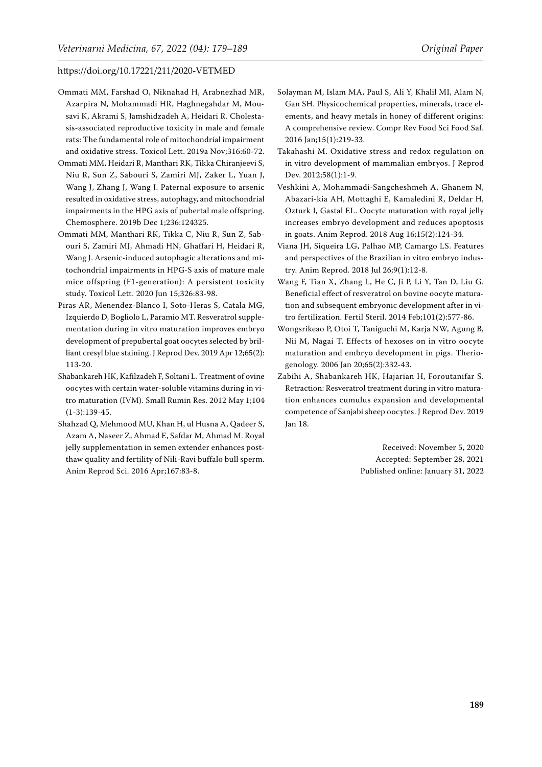Ommati MM, Farshad O, Niknahad H, Arabnezhad MR, Azarpira N, Mohammadi HR, Haghnegahdar M, Mousavi K, Akrami S, Jamshidzadeh A, Heidari R. Cholestasis-associated reproductive toxicity in male and female rats: The fundamental role of mitochondrial impairment and oxidative stress. Toxicol Lett. 2019a Nov;316:60-72.

Ommati MM, Heidari R, Manthari RK, Tikka Chiranjeevi S, Niu R, Sun Z, Sabouri S, Zamiri MJ, Zaker L, Yuan J, Wang J, Zhang J, Wang J. Paternal exposure to arsenic resulted in oxidative stress, autophagy, and mitochondrial impairments in the HPG axis of pubertal male offspring. Chemosphere. 2019b Dec 1;236:124325.

Ommati MM, Manthari RK, Tikka C, Niu R, Sun Z, Sabouri S, Zamiri MJ, Ahmadi HN, Ghaffari H, Heidari R, Wang J. Arsenic-induced autophagic alterations and mitochondrial impairments in HPG-S axis of mature male mice offspring (F1-generation): A persistent toxicity study. Toxicol Lett. 2020 Jun 15;326:83-98.

Piras AR, Menendez-Blanco I, Soto-Heras S, Catala MG, Izquierdo D, Bogliolo L, Paramio MT. Resveratrol supplementation during in vitro maturation improves embryo development of prepubertal goat oocytes selected by brilliant cresyl blue staining. J Reprod Dev. 2019 Apr 12;65(2):113-20.

Shabankareh HK, Kafilzadeh F, Soltani L. Treatment of ovine oocytes with certain water-soluble vitamins during in vitro maturation (IVM). Small Rumin Res. 2012 May 1;104(1-3):139-45.

Shahzad Q, Mehmood MU, Khan H, ul Husna A, Qadeer S, Azam A, Naseer Z, Ahmad E, Safdar M, Ahmad M. Royal jelly supplementation in semen extender enhances post-thaw quality and fertility of Nili-Ravi buffalo bull sperm. Anim Reprod Sci. 2016 Apr;167:83-8.

Solayman M, Islam MA, Paul S, Ali Y, Khalil MI, Alam N, Gan SH. Physicochemical properties, minerals, trace elements, and heavy metals in honey of different origins: A comprehensive review. Compr Rev Food Sci Food Saf. 2016 Jan;15(1):219-33.

Takahashi M. Oxidative stress and redox regulation on in vitro development of mammalian embryos. J Reprod Dev. 2012;58(1):1-9.

Veshkini A, Mohammadi-Sangcheshmeh A, Ghanem N, Abazari-kia AH, Mottaghi E, Kamaledini R, Deldar H, Ozturk I, Gastal EL. Oocyte maturation with royal jelly increases embryo development and reduces apoptosis in goats. Anim Reprod. 2018 Aug 16;15(2):124-34.

Viana JH, Siqueira LG, Palhao MP, Camargo LS. Features and perspectives of the Brazilian in vitro embryo industry. Anim Reprod. 2018 Jul 26;9(1):12-8.

Wang F, Tian X, Zhang L, He C, Ji P, Li Y, Tan D, Liu G. Beneficial effect of resveratrol on bovine oocyte maturation and subsequent embryonic development after in vitro fertilization. Fertil Steril. 2014 Feb;101(2):577-86.

Wongsrikeao P, Otoi T, Taniguchi M, Karja NW, Agung B, Nii M, Nagai T. Effects of hexoses on in vitro oocyte maturation and embryo development in pigs. Theriogenology. 2006 Jan 20;65(2):332-43.

Zabihi A, Shabankareh HK, Hajarian H, Foroutanifar S. Retraction: Resveratrol treatment during in vitro maturation enhances cumulus expansion and developmental competence of Sanjabi sheep oocytes. J Reprod Dev. 2019 Jan 18.

Received: November 5, 2020
Accepted: September 28, 2021
Published online: January 31, 2022